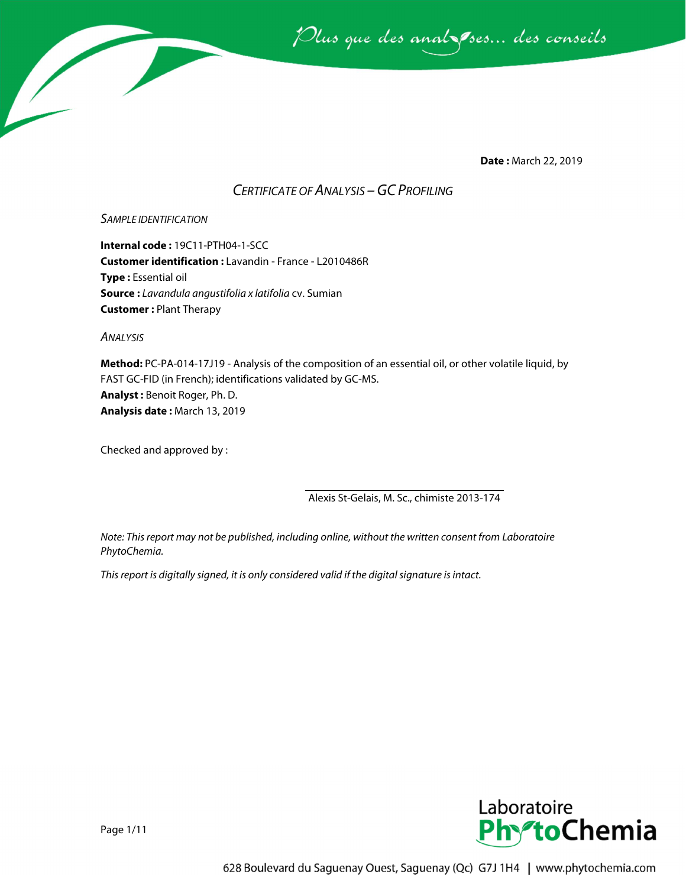*Plus que des analyses... des conseils*

**Date :** March 22, 2019

# *CERTIFICATE OF ANALYSIS – GC PROFILING*

*SAMPLE IDENTIFICATION*

**Internal code :** 19C11-PTH04-1-SCC
**Customer identification :** Lavandin - France - L2010486R
**Type :** Essential oil
**Source :** *Lavandula angustifolia x latifolia* cv. Sumian
**Customer :** Plant Therapy

*ANALYSIS*

**Method:** PC-PA-014-17J19 - Analysis of the composition of an essential oil, or other volatile liquid, by FAST GC-FID (in French); identifications validated by GC-MS.
**Analyst :** Benoit Roger, Ph. D.
**Analysis date :** March 13, 2019

Checked and approved by :

Alexis St-Gelais, M. Sc., chimiste 2013-174

*Note: This report may not be published, including online, without the written consent from Laboratoire PhytoChemia.*

*This report is digitally signed, it is only considered valid if the digital signature is intact.*

Laboratoire PhytoChemia

628 Boulevard du Saguenay Ouest, Saguenay (Qc) G7J 1H4 | www.phytochemia.com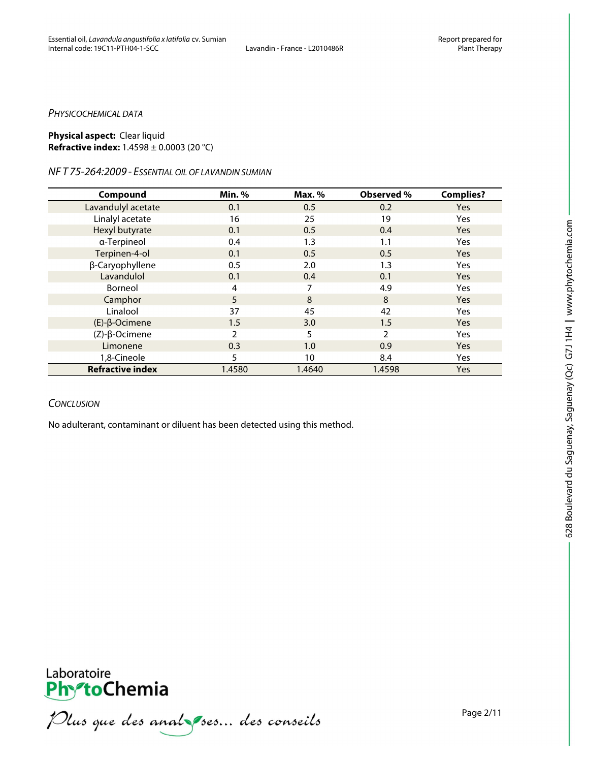*PHYSICOCHEMICAL DATA*

**Physical aspect:** Clear liquid
**Refractive index:** 1.4598 ± 0.0003 (20 °C)

*NF T 75-264:2009 - ESSENTIAL OIL OF LAVANDIN SUMIAN*

| Compound | Min. % | Max. % | Observed % | Complies? |
|---|---|---|---|---|
| Lavandulyl acetate | 0.1 | 0.5 | 0.2 | Yes |
| Linalyl acetate | 16 | 25 | 19 | Yes |
| Hexyl butyrate | 0.1 | 0.5 | 0.4 | Yes |
| α-Terpineol | 0.4 | 1.3 | 1.1 | Yes |
| Terpinen-4-ol | 0.1 | 0.5 | 0.5 | Yes |
| β-Caryophyllene | 0.5 | 2.0 | 1.3 | Yes |
| Lavandulol | 0.1 | 0.4 | 0.1 | Yes |
| Borneol | 4 | 7 | 4.9 | Yes |
| Camphor | 5 | 8 | 8 | Yes |
| Linalool | 37 | 45 | 42 | Yes |
| (E)-β-Ocimene | 1.5 | 3.0 | 1.5 | Yes |
| (Z)-β-Ocimene | 2 | 5 | 2 | Yes |
| Limonene | 0.3 | 1.0 | 0.9 | Yes |
| 1,8-Cineole | 5 | 10 | 8.4 | Yes |
| **Refractive index** | 1.4580 | 1.4640 | 1.4598 | Yes |

*CONCLUSION*

No adulterant, contaminant or diluent has been detected using this method.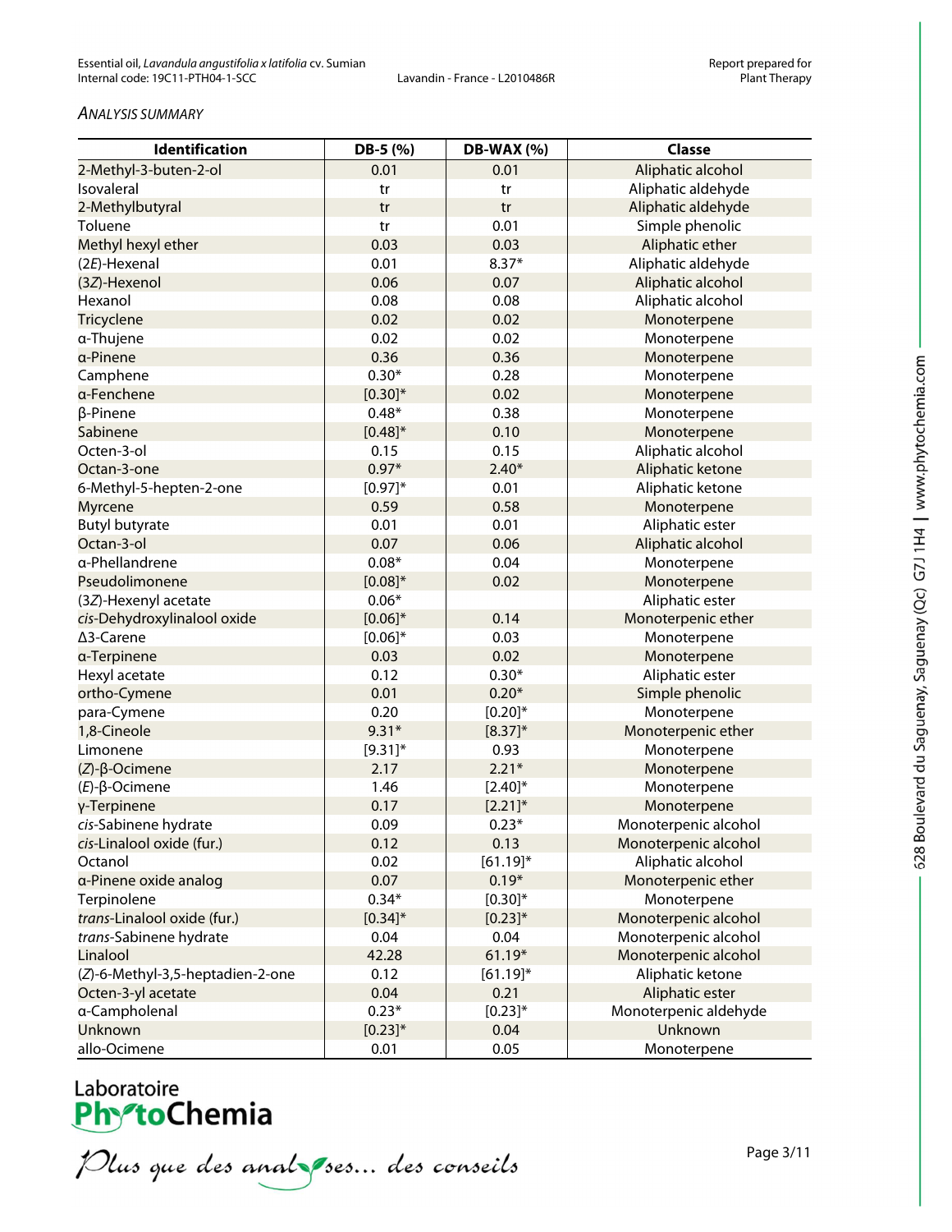*ANALYSIS SUMMARY*

| Identification | DB-5 (%) | DB-WAX (%) | Classe |
|---|---|---|---|
| 2-Methyl-3-buten-2-ol | 0.01 | 0.01 | Aliphatic alcohol |
| Isovaleral | tr | tr | Aliphatic aldehyde |
| 2-Methylbutyral | tr | tr | Aliphatic aldehyde |
| Toluene | tr | 0.01 | Simple phenolic |
| Methyl hexyl ether | 0.03 | 0.03 | Aliphatic ether |
| (2*E*)-Hexenal | 0.01 | 8.37* | Aliphatic aldehyde |
| (3*Z*)-Hexenol | 0.06 | 0.07 | Aliphatic alcohol |
| Hexanol | 0.08 | 0.08 | Aliphatic alcohol |
| Tricyclene | 0.02 | 0.02 | Monoterpene |
| α-Thujene | 0.02 | 0.02 | Monoterpene |
| α-Pinene | 0.36 | 0.36 | Monoterpene |
| Camphene | 0.30* | 0.28 | Monoterpene |
| α-Fenchene | [0.30]* | 0.02 | Monoterpene |
| β-Pinene | 0.48* | 0.38 | Monoterpene |
| Sabinene | [0.48]* | 0.10 | Monoterpene |
| Octen-3-ol | 0.15 | 0.15 | Aliphatic alcohol |
| Octan-3-one | 0.97* | 2.40* | Aliphatic ketone |
| 6-Methyl-5-hepten-2-one | [0.97]* | 0.01 | Aliphatic ketone |
| Myrcene | 0.59 | 0.58 | Monoterpene |
| Butyl butyrate | 0.01 | 0.01 | Aliphatic ester |
| Octan-3-ol | 0.07 | 0.06 | Aliphatic alcohol |
| α-Phellandrene | 0.08* | 0.04 | Monoterpene |
| Pseudolimonene | [0.08]* | 0.02 | Monoterpene |
| (3*Z*)-Hexenyl acetate | 0.06* | | Aliphatic ester |
| *cis*-Dehydroxylinalool oxide | [0.06]* | 0.14 | Monoterpenic ether |
| Δ3-Carene | [0.06]* | 0.03 | Monoterpene |
| α-Terpinene | 0.03 | 0.02 | Monoterpene |
| Hexyl acetate | 0.12 | 0.30* | Aliphatic ester |
| ortho-Cymene | 0.01 | 0.20* | Simple phenolic |
| para-Cymene | 0.20 | [0.20]* | Monoterpene |
| 1,8-Cineole | 9.31* | [8.37]* | Monoterpenic ether |
| Limonene | [9.31]* | 0.93 | Monoterpene |
| (*Z*)-β-Ocimene | 2.17 | 2.21* | Monoterpene |
| (*E*)-β-Ocimene | 1.46 | [2.40]* | Monoterpene |
| γ-Terpinene | 0.17 | [2.21]* | Monoterpene |
| *cis*-Sabinene hydrate | 0.09 | 0.23* | Monoterpenic alcohol |
| *cis*-Linalool oxide (fur.) | 0.12 | 0.13 | Monoterpenic alcohol |
| Octanol | 0.02 | [61.19]* | Aliphatic alcohol |
| α-Pinene oxide analog | 0.07 | 0.19* | Monoterpenic ether |
| Terpinolene | 0.34* | [0.30]* | Monoterpene |
| *trans*-Linalool oxide (fur.) | [0.34]* | [0.23]* | Monoterpenic alcohol |
| *trans*-Sabinene hydrate | 0.04 | 0.04 | Monoterpenic alcohol |
| Linalool | 42.28 | 61.19* | Monoterpenic alcohol |
| (*Z*)-6-Methyl-3,5-heptadien-2-one | 0.12 | [61.19]* | Aliphatic ketone |
| Octen-3-yl acetate | 0.04 | 0.21 | Aliphatic ester |
| α-Campholenal | 0.23* | [0.23]* | Monoterpenic aldehyde |
| Unknown | [0.23]* | 0.04 | Unknown |
| allo-Ocimene | 0.01 | 0.05 | Monoterpene |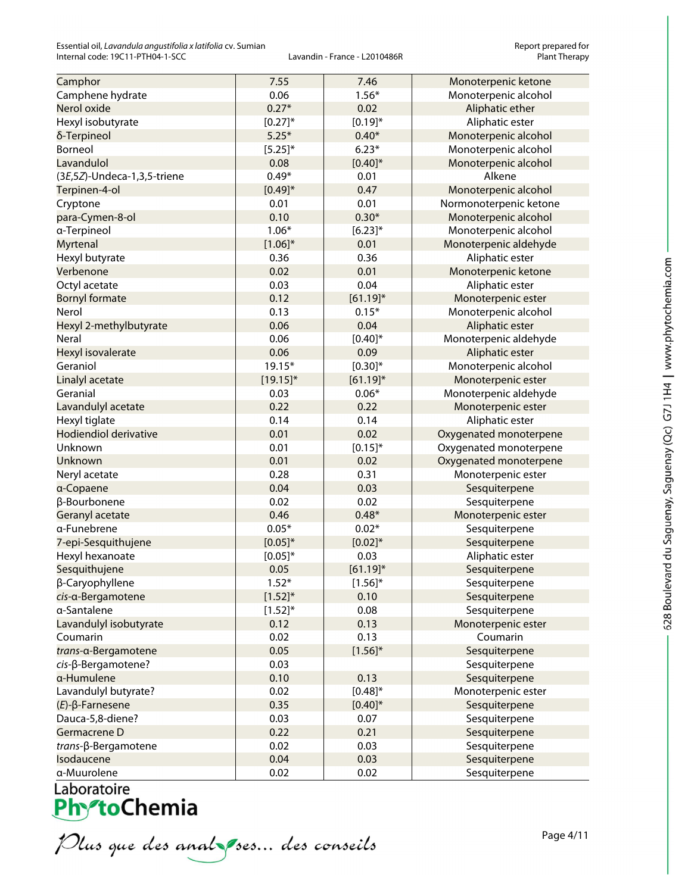| Camphor | 7.55 | 7.46 | Monoterpenic ketone |
|---|---|---|---|
| Camphene hydrate | 0.06 | 1.56* | Monoterpenic alcohol |
| Nerol oxide | 0.27* | 0.02 | Aliphatic ether |
| Hexyl isobutyrate | [0.27]* | [0.19]* | Aliphatic ester |
| δ-Terpineol | 5.25* | 0.40* | Monoterpenic alcohol |
| Borneol | [5.25]* | 6.23* | Monoterpenic alcohol |
| Lavandulol | 0.08 | [0.40]* | Monoterpenic alcohol |
| (3*E*,5*Z*)-Undeca-1,3,5-triene | 0.49* | 0.01 | Alkene |
| Terpinen-4-ol | [0.49]* | 0.47 | Monoterpenic alcohol |
| Cryptone | 0.01 | 0.01 | Normonoterpenic ketone |
| para-Cymen-8-ol | 0.10 | 0.30* | Monoterpenic alcohol |
| α-Terpineol | 1.06* | [6.23]* | Monoterpenic alcohol |
| Myrtenal | [1.06]* | 0.01 | Monoterpenic aldehyde |
| Hexyl butyrate | 0.36 | 0.36 | Aliphatic ester |
| Verbenone | 0.02 | 0.01 | Monoterpenic ketone |
| Octyl acetate | 0.03 | 0.04 | Aliphatic ester |
| Bornyl formate | 0.12 | [61.19]* | Monoterpenic ester |
| Nerol | 0.13 | 0.15* | Monoterpenic alcohol |
| Hexyl 2-methylbutyrate | 0.06 | 0.04 | Aliphatic ester |
| Neral | 0.06 | [0.40]* | Monoterpenic aldehyde |
| Hexyl isovalerate | 0.06 | 0.09 | Aliphatic ester |
| Geraniol | 19.15* | [0.30]* | Monoterpenic alcohol |
| Linalyl acetate | [19.15]* | [61.19]* | Monoterpenic ester |
| Geranial | 0.03 | 0.06* | Monoterpenic aldehyde |
| Lavandulyl acetate | 0.22 | 0.22 | Monoterpenic ester |
| Hexyl tiglate | 0.14 | 0.14 | Aliphatic ester |
| Hodiendiol derivative | 0.01 | 0.02 | Oxygenated monoterpene |
| Unknown | 0.01 | [0.15]* | Oxygenated monoterpene |
| Unknown | 0.01 | 0.02 | Oxygenated monoterpene |
| Neryl acetate | 0.28 | 0.31 | Monoterpenic ester |
| α-Copaene | 0.04 | 0.03 | Sesquiterpene |
| β-Bourbonene | 0.02 | 0.02 | Sesquiterpene |
| Geranyl acetate | 0.46 | 0.48* | Monoterpenic ester |
| α-Funebrene | 0.05* | 0.02* | Sesquiterpene |
| 7-epi-Sesquithujene | [0.05]* | [0.02]* | Sesquiterpene |
| Hexyl hexanoate | [0.05]* | 0.03 | Aliphatic ester |
| Sesquithujene | 0.05 | [61.19]* | Sesquiterpene |
| β-Caryophyllene | 1.52* | [1.56]* | Sesquiterpene |
| *cis*-α-Bergamotene | [1.52]* | 0.10 | Sesquiterpene |
| α-Santalene | [1.52]* | 0.08 | Sesquiterpene |
| Lavandulyl isobutyrate | 0.12 | 0.13 | Monoterpenic ester |
| Coumarin | 0.02 | 0.13 | Coumarin |
| *trans*-α-Bergamotene | 0.05 | [1.56]* | Sesquiterpene |
| *cis*-β-Bergamotene? | 0.03 | | Sesquiterpene |
| α-Humulene | 0.10 | 0.13 | Sesquiterpene |
| Lavandulyl butyrate? | 0.02 | [0.48]* | Monoterpenic ester |
| (*E*)-β-Farnesene | 0.35 | [0.40]* | Sesquiterpene |
| Dauca-5,8-diene? | 0.03 | 0.07 | Sesquiterpene |
| Germacrene D | 0.22 | 0.21 | Sesquiterpene |
| *trans*-β-Bergamotene | 0.02 | 0.03 | Sesquiterpene |
| Isodaucene | 0.04 | 0.03 | Sesquiterpene |
| α-Muurolene | 0.02 | 0.02 | Sesquiterpene |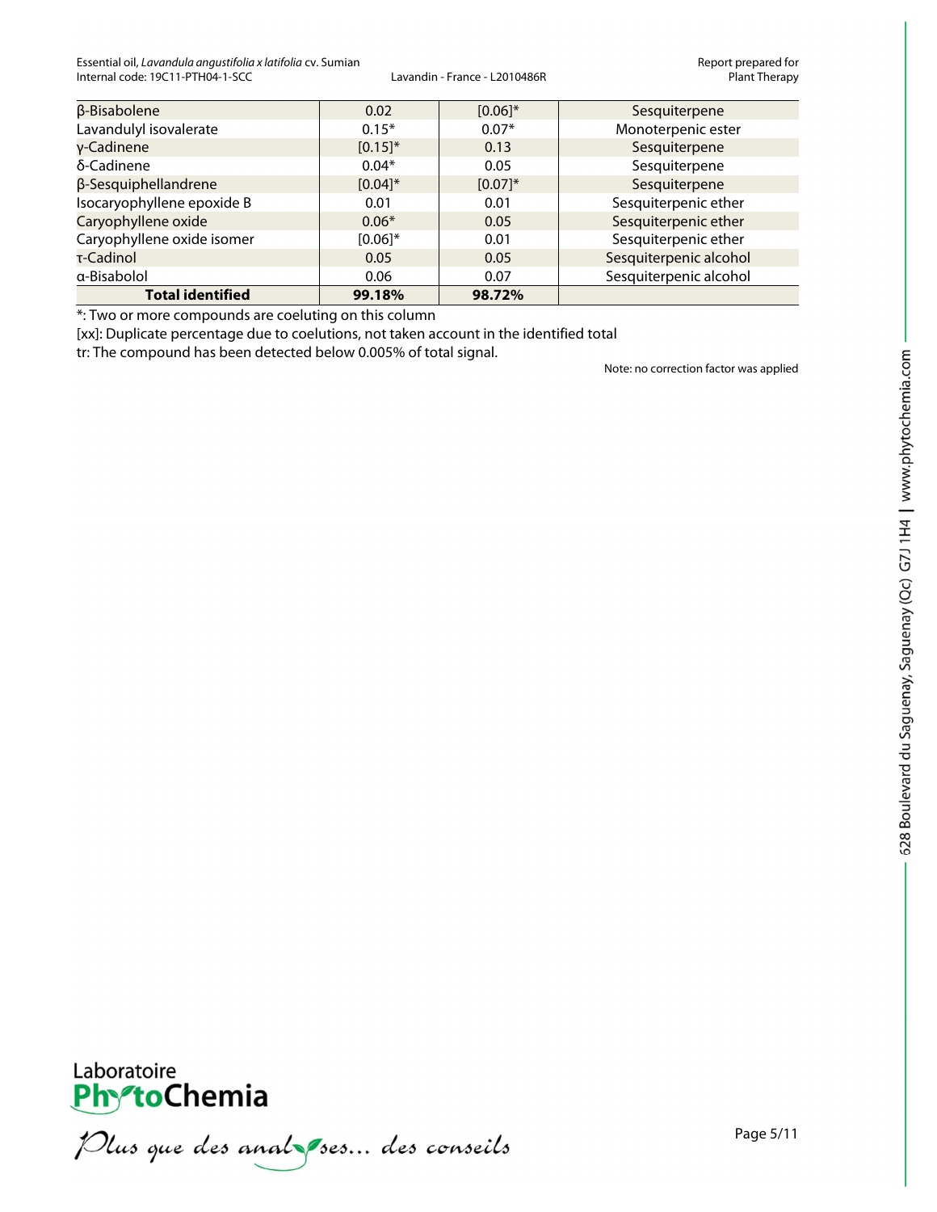| β-Bisabolene | 0.02 | [0.06]* | Sesquiterpene |
|---|---|---|---|
| Lavandulyl isovalerate | 0.15* | 0.07* | Monoterpenic ester |
| γ-Cadinene | [0.15]* | 0.13 | Sesquiterpene |
| δ-Cadinene | 0.04* | 0.05 | Sesquiterpene |
| β-Sesquiphellandrene | [0.04]* | [0.07]* | Sesquiterpene |
| Isocaryophyllene epoxide B | 0.01 | 0.01 | Sesquiterpenic ether |
| Caryophyllene oxide | 0.06* | 0.05 | Sesquiterpenic ether |
| Caryophyllene oxide isomer | [0.06]* | 0.01 | Sesquiterpenic ether |
| τ-Cadinol | 0.05 | 0.05 | Sesquiterpenic alcohol |
| α-Bisabolol | 0.06 | 0.07 | Sesquiterpenic alcohol |
| **Total identified** | **99.18%** | **98.72%** | |

*: Two or more compounds are coeluting on this column

[xx]: Duplicate percentage due to coelutions, not taken account in the identified total

tr: The compound has been detected below 0.005% of total signal.

Note: no correction factor was applied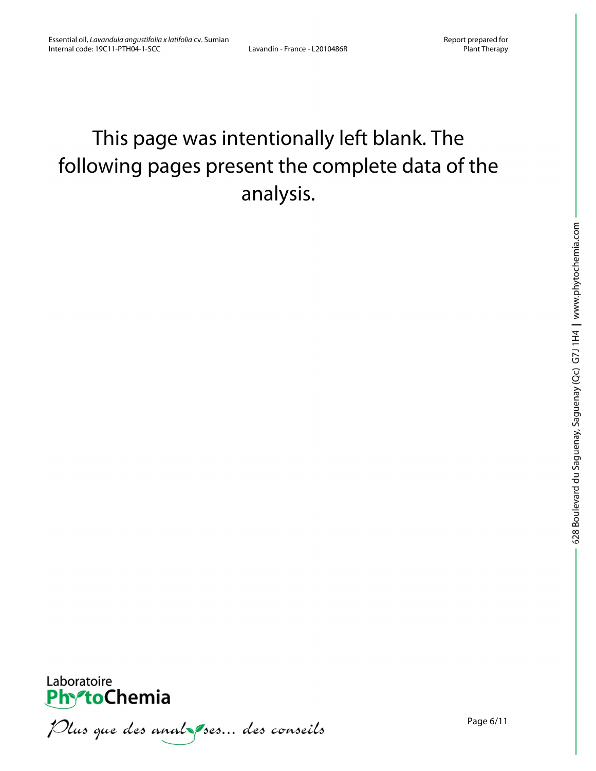This page was intentionally left blank. The following pages present the complete data of the analysis.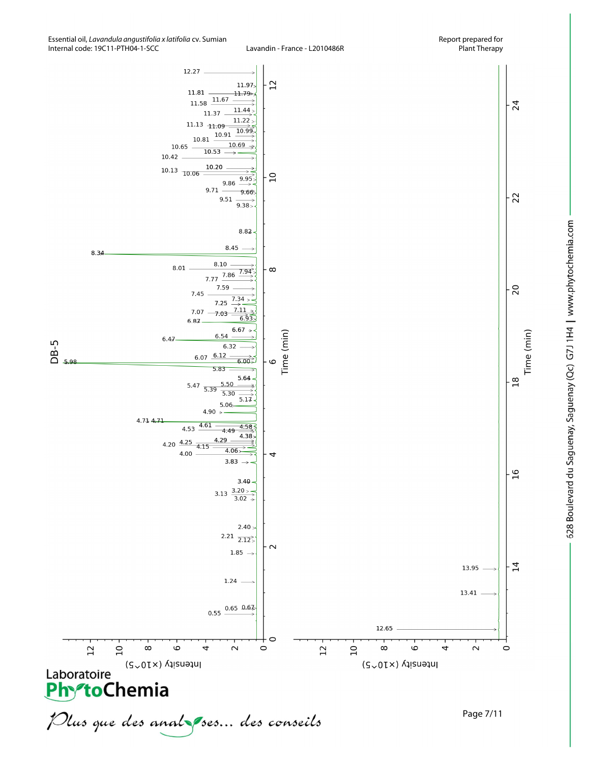DB-5

Time (min)

Intensity (×10^5)

12.27, 11.97, 11.81, 11.79, 11.67, 11.58, 11.44, 11.37, 11.22, 11.13, 11.09, 10.99, 10.91, 10.81, 10.69, 10.65, 10.53, 10.42, 10.20, 10.13, 10.06, 9.95, 9.86, 9.71, 9.66, 9.51, 9.38, 8.82, 8.45, 8.34, 8.10, 8.01, 7.94, 7.86, 7.77, 7.59, 7.45, 7.34, 7.25, 7.11, 7.07, 7.03, 6.93, 6.87, 6.67, 6.54, 6.47, 6.32, 6.12, 6.07, 6.00, 5.98, 5.83, 5.64, 5.50, 5.47, 5.39, 5.30, 5.17, 5.06, 4.90, 4.71, 4.71, 4.61, 4.58, 4.53, 4.49, 4.38, 4.29, 4.25, 4.20, 4.15, 4.06, 4.00, 3.83, 3.40, 3.20, 3.13, 3.02, 2.40, 2.21, 2.12, 1.85, 1.24, 0.67, 0.65, 0.55

13.95, 13.41, 12.65

Time (min)

Intensity (×10^5)

Laboratoire PhytoChemia

*Plus que des analyses... des conseils*

628 Boulevard du Saguenay, Saguenay (Qc) G7J 1H4 | www.phytochemia.com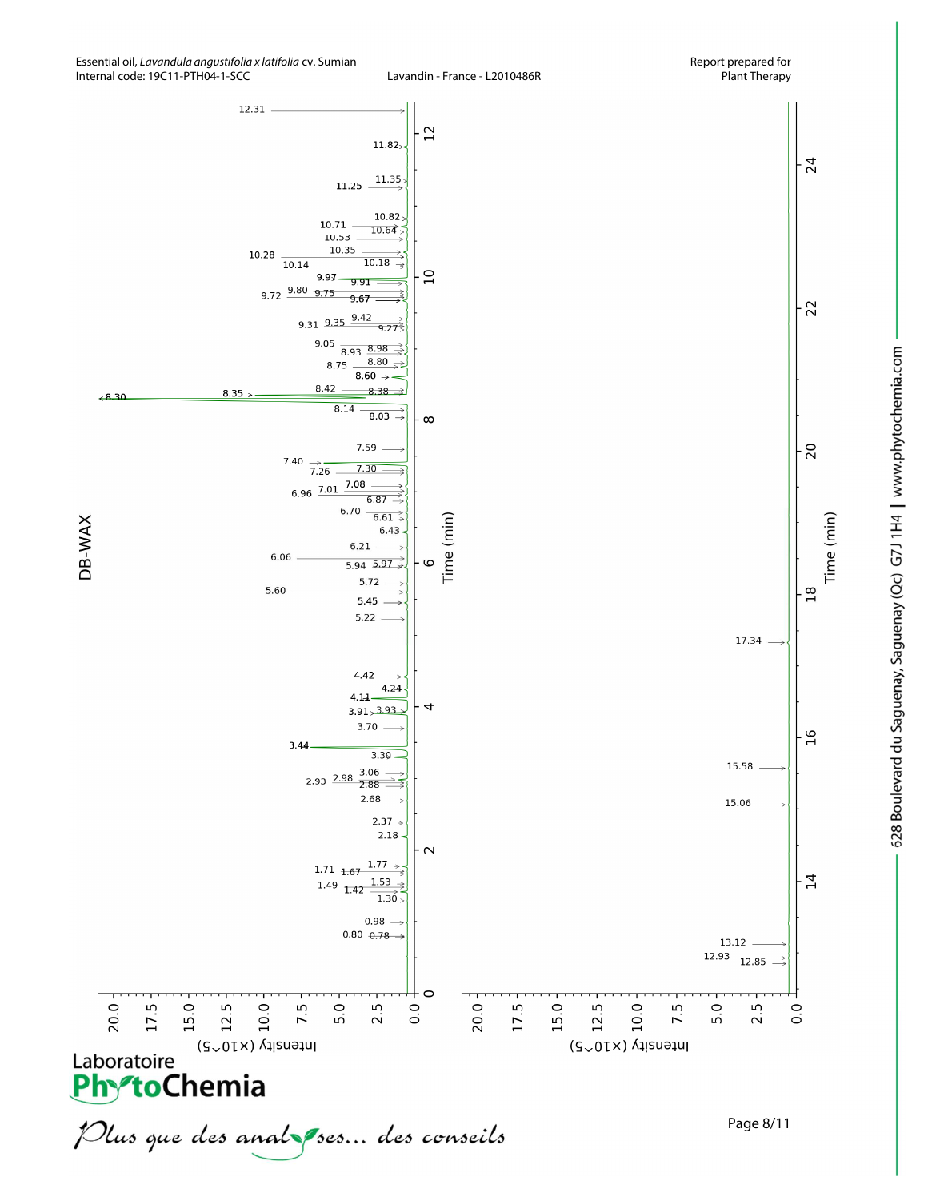Essential oil, *Lavandula angustifolia x latifolia* cv. Sumian
Internal code: 19C11-PTH04-1-SCC

Lavandin - France - L2010486R

Report prepared for
Plant Therapy

DB-WAX

Peak retention times (min): 0.78, 0.80, 0.98, 1.30, 1.42, 1.49, 1.53, 1.67, 1.71, 1.77, 2.18, 2.37, 2.68, 2.88, 2.93, 2.98, 3.06, 3.30, 3.44, 3.70, 3.91, 3.93, 4.11, 4.24, 4.42, 5.22, 5.45, 5.60, 5.72, 5.94, 5.97, 6.06, 6.21, 6.43, 6.61, 6.70, 6.87, 6.96, 7.01, 7.08, 7.26, 7.30, 7.40, 7.59, 8.03, 8.14, 8.30, 8.35, 8.38, 8.42, 8.60, 8.75, 8.80, 8.93, 8.98, 9.05, 9.27, 9.31, 9.35, 9.42, 9.67, 9.72, 9.75, 9.80, 9.91, 9.97, 10.14, 10.18, 10.28, 10.35, 10.53, 10.64, 10.71, 10.82, 11.25, 11.35, 11.82, 12.31, 12.85, 12.93, 13.12, 15.06, 15.58, 17.34

Intensity (×10^5) — Time (min)

Laboratoire PhytoChemia

*Plus que des analyses... des conseils*

628 Boulevard du Saguenay, Saguenay (Qc) G7J 1H4 | www.phytochemia.com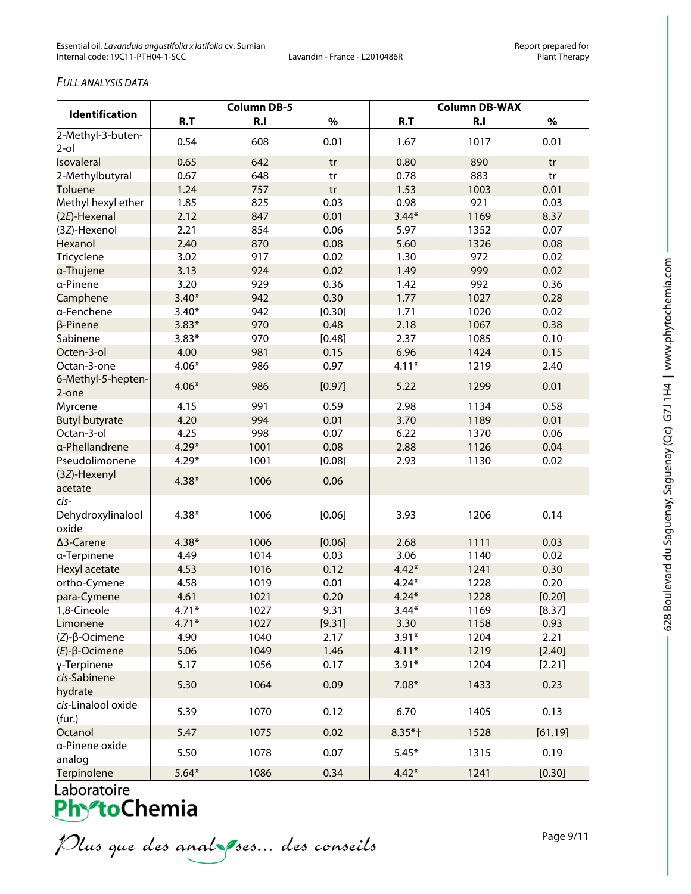*FULL ANALYSIS DATA*

| Identification | Column DB-5 | | | Column DB-WAX | | |
|---|---|---|---|---|---|---|
| | R.T | R.I | % | R.T | R.I | % |
| 2-Methyl-3-buten-2-ol | 0.54 | 608 | 0.01 | 1.67 | 1017 | 0.01 |
| Isovaleral | 0.65 | 642 | tr | 0.80 | 890 | tr |
| 2-Methylbutyral | 0.67 | 648 | tr | 0.78 | 883 | tr |
| Toluene | 1.24 | 757 | tr | 1.53 | 1003 | 0.01 |
| Methyl hexyl ether | 1.85 | 825 | 0.03 | 0.98 | 921 | 0.03 |
| (2*E*)-Hexenal | 2.12 | 847 | 0.01 | 3.44* | 1169 | 8.37 |
| (3*Z*)-Hexenol | 2.21 | 854 | 0.06 | 5.97 | 1352 | 0.07 |
| Hexanol | 2.40 | 870 | 0.08 | 5.60 | 1326 | 0.08 |
| Tricyclene | 3.02 | 917 | 0.02 | 1.30 | 972 | 0.02 |
| α-Thujene | 3.13 | 924 | 0.02 | 1.49 | 999 | 0.02 |
| α-Pinene | 3.20 | 929 | 0.36 | 1.42 | 992 | 0.36 |
| Camphene | 3.40* | 942 | 0.30 | 1.77 | 1027 | 0.28 |
| α-Fenchene | 3.40* | 942 | [0.30] | 1.71 | 1020 | 0.02 |
| β-Pinene | 3.83* | 970 | 0.48 | 2.18 | 1067 | 0.38 |
| Sabinene | 3.83* | 970 | [0.48] | 2.37 | 1085 | 0.10 |
| Octen-3-ol | 4.00 | 981 | 0.15 | 6.96 | 1424 | 0.15 |
| Octan-3-one | 4.06* | 986 | 0.97 | 4.11* | 1219 | 2.40 |
| 6-Methyl-5-hepten-2-one | 4.06* | 986 | [0.97] | 5.22 | 1299 | 0.01 |
| Myrcene | 4.15 | 991 | 0.59 | 2.98 | 1134 | 0.58 |
| Butyl butyrate | 4.20 | 994 | 0.01 | 3.70 | 1189 | 0.01 |
| Octan-3-ol | 4.25 | 998 | 0.07 | 6.22 | 1370 | 0.06 |
| α-Phellandrene | 4.29* | 1001 | 0.08 | 2.88 | 1126 | 0.04 |
| Pseudolimonene | 4.29* | 1001 | [0.08] | 2.93 | 1130 | 0.02 |
| (3*Z*)-Hexenyl acetate | 4.38* | 1006 | 0.06 | | | |
| *cis*-Dehydroxylinalool oxide | 4.38* | 1006 | [0.06] | 3.93 | 1206 | 0.14 |
| Δ3-Carene | 4.38* | 1006 | [0.06] | 2.68 | 1111 | 0.03 |
| α-Terpinene | 4.49 | 1014 | 0.03 | 3.06 | 1140 | 0.02 |
| Hexyl acetate | 4.53 | 1016 | 0.12 | 4.42* | 1241 | 0.30 |
| ortho-Cymene | 4.58 | 1019 | 0.01 | 4.24* | 1228 | 0.20 |
| para-Cymene | 4.61 | 1021 | 0.20 | 4.24* | 1228 | [0.20] |
| 1,8-Cineole | 4.71* | 1027 | 9.31 | 3.44* | 1169 | [8.37] |
| Limonene | 4.71* | 1027 | [9.31] | 3.30 | 1158 | 0.93 |
| (*Z*)-β-Ocimene | 4.90 | 1040 | 2.17 | 3.91* | 1204 | 2.21 |
| (*E*)-β-Ocimene | 5.06 | 1049 | 1.46 | 4.11* | 1219 | [2.40] |
| γ-Terpinene | 5.17 | 1056 | 0.17 | 3.91* | 1204 | [2.21] |
| *cis*-Sabinene hydrate | 5.30 | 1064 | 0.09 | 7.08* | 1433 | 0.23 |
| *cis*-Linalool oxide (fur.) | 5.39 | 1070 | 0.12 | 6.70 | 1405 | 0.13 |
| Octanol | 5.47 | 1075 | 0.02 | 8.35*† | 1528 | [61.19] |
| α-Pinene oxide analog | 5.50 | 1078 | 0.07 | 5.45* | 1315 | 0.19 |
| Terpinolene | 5.64* | 1086 | 0.34 | 4.42* | 1241 | [0.30] |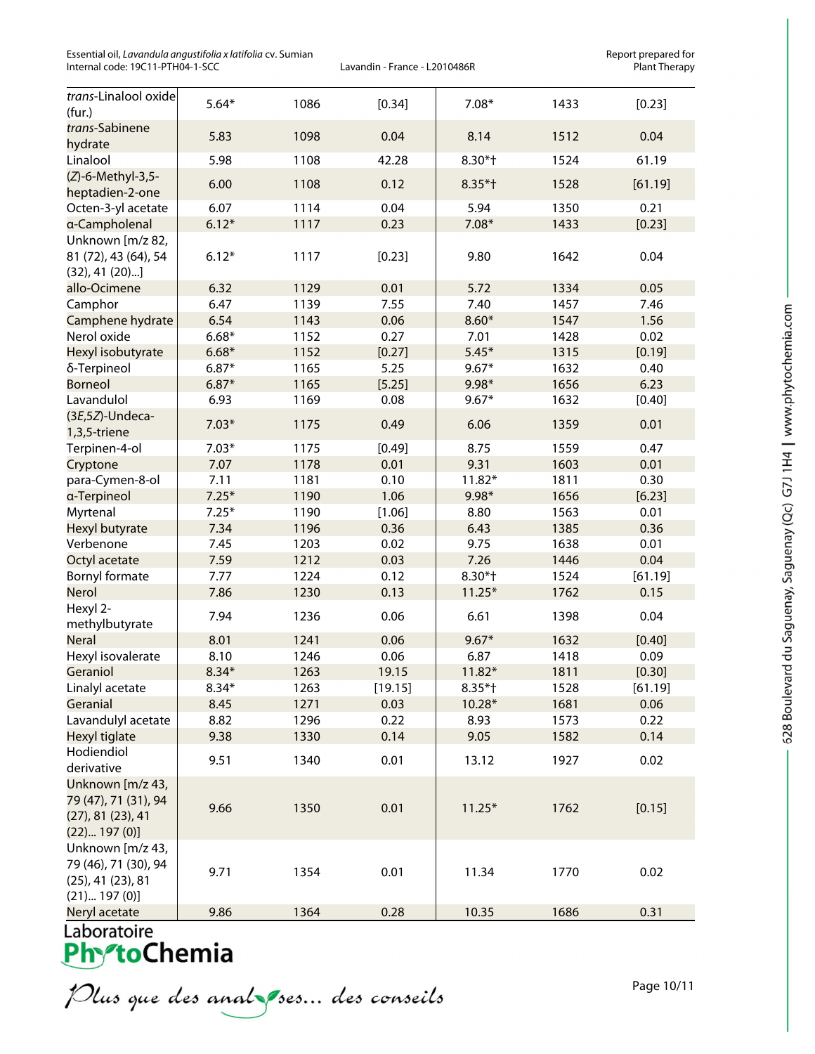| | | | | | | |
|---|---|---|---|---|---|---|
| *trans*-Linalool oxide (fur.) | 5.64* | 1086 | [0.34] | 7.08* | 1433 | [0.23] |
| *trans*-Sabinene hydrate | 5.83 | 1098 | 0.04 | 8.14 | 1512 | 0.04 |
| Linalool | 5.98 | 1108 | 42.28 | 8.30*† | 1524 | 61.19 |
| (*Z*)-6-Methyl-3,5-heptadien-2-one | 6.00 | 1108 | 0.12 | 8.35*† | 1528 | [61.19] |
| Octen-3-yl acetate | 6.07 | 1114 | 0.04 | 5.94 | 1350 | 0.21 |
| α-Campholenal | 6.12* | 1117 | 0.23 | 7.08* | 1433 | [0.23] |
| Unknown [m/z 82, 81 (72), 43 (64), 54 (32), 41 (20)...] | 6.12* | 1117 | [0.23] | 9.80 | 1642 | 0.04 |
| allo-Ocimene | 6.32 | 1129 | 0.01 | 5.72 | 1334 | 0.05 |
| Camphor | 6.47 | 1139 | 7.55 | 7.40 | 1457 | 7.46 |
| Camphene hydrate | 6.54 | 1143 | 0.06 | 8.60* | 1547 | 1.56 |
| Nerol oxide | 6.68* | 1152 | 0.27 | 7.01 | 1428 | 0.02 |
| Hexyl isobutyrate | 6.68* | 1152 | [0.27] | 5.45* | 1315 | [0.19] |
| δ-Terpineol | 6.87* | 1165 | 5.25 | 9.67* | 1632 | 0.40 |
| Borneol | 6.87* | 1165 | [5.25] | 9.98* | 1656 | 6.23 |
| Lavandulol | 6.93 | 1169 | 0.08 | 9.67* | 1632 | [0.40] |
| (3*E*,5*Z*)-Undeca-1,3,5-triene | 7.03* | 1175 | 0.49 | 6.06 | 1359 | 0.01 |
| Terpinen-4-ol | 7.03* | 1175 | [0.49] | 8.75 | 1559 | 0.47 |
| Cryptone | 7.07 | 1178 | 0.01 | 9.31 | 1603 | 0.01 |
| para-Cymen-8-ol | 7.11 | 1181 | 0.10 | 11.82* | 1811 | 0.30 |
| α-Terpineol | 7.25* | 1190 | 1.06 | 9.98* | 1656 | [6.23] |
| Myrtenal | 7.25* | 1190 | [1.06] | 8.80 | 1563 | 0.01 |
| Hexyl butyrate | 7.34 | 1196 | 0.36 | 6.43 | 1385 | 0.36 |
| Verbenone | 7.45 | 1203 | 0.02 | 9.75 | 1638 | 0.01 |
| Octyl acetate | 7.59 | 1212 | 0.03 | 7.26 | 1446 | 0.04 |
| Bornyl formate | 7.77 | 1224 | 0.12 | 8.30*† | 1524 | [61.19] |
| Nerol | 7.86 | 1230 | 0.13 | 11.25* | 1762 | 0.15 |
| Hexyl 2-methylbutyrate | 7.94 | 1236 | 0.06 | 6.61 | 1398 | 0.04 |
| Neral | 8.01 | 1241 | 0.06 | 9.67* | 1632 | [0.40] |
| Hexyl isovalerate | 8.10 | 1246 | 0.06 | 6.87 | 1418 | 0.09 |
| Geraniol | 8.34* | 1263 | 19.15 | 11.82* | 1811 | [0.30] |
| Linalyl acetate | 8.34* | 1263 | [19.15] | 8.35*† | 1528 | [61.19] |
| Geranial | 8.45 | 1271 | 0.03 | 10.28* | 1681 | 0.06 |
| Lavandulyl acetate | 8.82 | 1296 | 0.22 | 8.93 | 1573 | 0.22 |
| Hexyl tiglate | 9.38 | 1330 | 0.14 | 9.05 | 1582 | 0.14 |
| Hodiendiol derivative | 9.51 | 1340 | 0.01 | 13.12 | 1927 | 0.02 |
| Unknown [m/z 43, 79 (47), 71 (31), 94 (27), 81 (23), 41 (22)... 197 (0)] | 9.66 | 1350 | 0.01 | 11.25* | 1762 | [0.15] |
| Unknown [m/z 43, 79 (46), 71 (30), 94 (25), 41 (23), 81 (21)... 197 (0)] | 9.71 | 1354 | 0.01 | 11.34 | 1770 | 0.02 |
| Neryl acetate | 9.86 | 1364 | 0.28 | 10.35 | 1686 | 0.31 |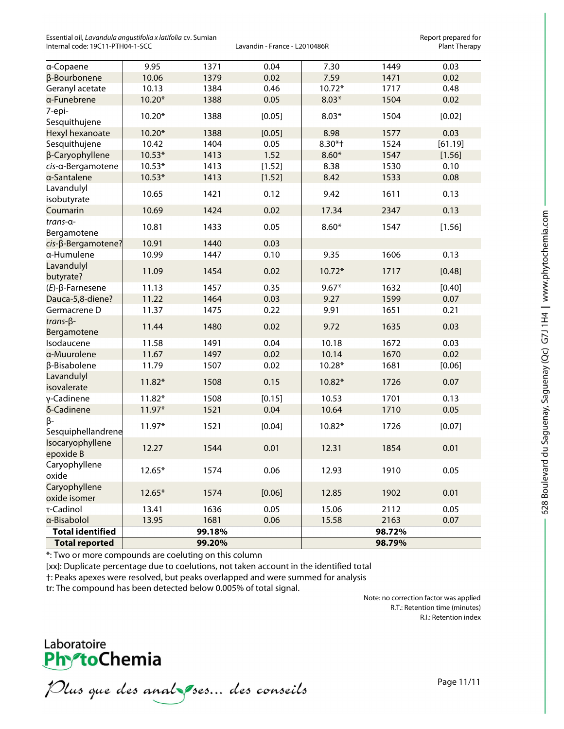| | | | | | | |
|---|---|---|---|---|---|---|
| α-Copaene | 9.95 | 1371 | 0.04 | 7.30 | 1449 | 0.03 |
| β-Bourbonene | 10.06 | 1379 | 0.02 | 7.59 | 1471 | 0.02 |
| Geranyl acetate | 10.13 | 1384 | 0.46 | 10.72* | 1717 | 0.48 |
| α-Funebrene | 10.20* | 1388 | 0.05 | 8.03* | 1504 | 0.02 |
| 7-epi-Sesquithujene | 10.20* | 1388 | [0.05] | 8.03* | 1504 | [0.02] |
| Hexyl hexanoate | 10.20* | 1388 | [0.05] | 8.98 | 1577 | 0.03 |
| Sesquithujene | 10.42 | 1404 | 0.05 | 8.30*† | 1524 | [61.19] |
| β-Caryophyllene | 10.53* | 1413 | 1.52 | 8.60* | 1547 | [1.56] |
| *cis*-α-Bergamotene | 10.53* | 1413 | [1.52] | 8.38 | 1530 | 0.10 |
| α-Santalene | 10.53* | 1413 | [1.52] | 8.42 | 1533 | 0.08 |
| Lavandulyl isobutyrate | 10.65 | 1421 | 0.12 | 9.42 | 1611 | 0.13 |
| Coumarin | 10.69 | 1424 | 0.02 | 17.34 | 2347 | 0.13 |
| *trans*-α-Bergamotene | 10.81 | 1433 | 0.05 | 8.60* | 1547 | [1.56] |
| *cis*-β-Bergamotene? | 10.91 | 1440 | 0.03 | | | |
| α-Humulene | 10.99 | 1447 | 0.10 | 9.35 | 1606 | 0.13 |
| Lavandulyl butyrate? | 11.09 | 1454 | 0.02 | 10.72* | 1717 | [0.48] |
| (*E*)-β-Farnesene | 11.13 | 1457 | 0.35 | 9.67* | 1632 | [0.40] |
| Dauca-5,8-diene? | 11.22 | 1464 | 0.03 | 9.27 | 1599 | 0.07 |
| Germacrene D | 11.37 | 1475 | 0.22 | 9.91 | 1651 | 0.21 |
| *trans*-β-Bergamotene | 11.44 | 1480 | 0.02 | 9.72 | 1635 | 0.03 |
| Isodaucene | 11.58 | 1491 | 0.04 | 10.18 | 1672 | 0.03 |
| α-Muurolene | 11.67 | 1497 | 0.02 | 10.14 | 1670 | 0.02 |
| β-Bisabolene | 11.79 | 1507 | 0.02 | 10.28* | 1681 | [0.06] |
| Lavandulyl isovalerate | 11.82* | 1508 | 0.15 | 10.82* | 1726 | 0.07 |
| γ-Cadinene | 11.82* | 1508 | [0.15] | 10.53 | 1701 | 0.13 |
| δ-Cadinene | 11.97* | 1521 | 0.04 | 10.64 | 1710 | 0.05 |
| β-Sesquiphellandrene | 11.97* | 1521 | [0.04] | 10.82* | 1726 | [0.07] |
| Isocaryophyllene epoxide B | 12.27 | 1544 | 0.01 | 12.31 | 1854 | 0.01 |
| Caryophyllene oxide | 12.65* | 1574 | 0.06 | 12.93 | 1910 | 0.05 |
| Caryophyllene oxide isomer | 12.65* | 1574 | [0.06] | 12.85 | 1902 | 0.01 |
| τ-Cadinol | 13.41 | 1636 | 0.05 | 15.06 | 2112 | 0.05 |
| α-Bisabolol | 13.95 | 1681 | 0.06 | 15.58 | 2163 | 0.07 |
| **Total identified** | | **99.18%** | | | **98.72%** | |
| **Total reported** | | **99.20%** | | | **98.79%** | |

*: Two or more compounds are coeluting on this column

[xx]: Duplicate percentage due to coelutions, not taken account in the identified total

†: Peaks apexes were resolved, but peaks overlapped and were summed for analysis

tr: The compound has been detected below 0.005% of total signal.

Note: no correction factor was applied

R.T.: Retention time (minutes)

R.I.: Retention index

Laboratoire PhytoChemia

*Plus que des analyses... des conseils*